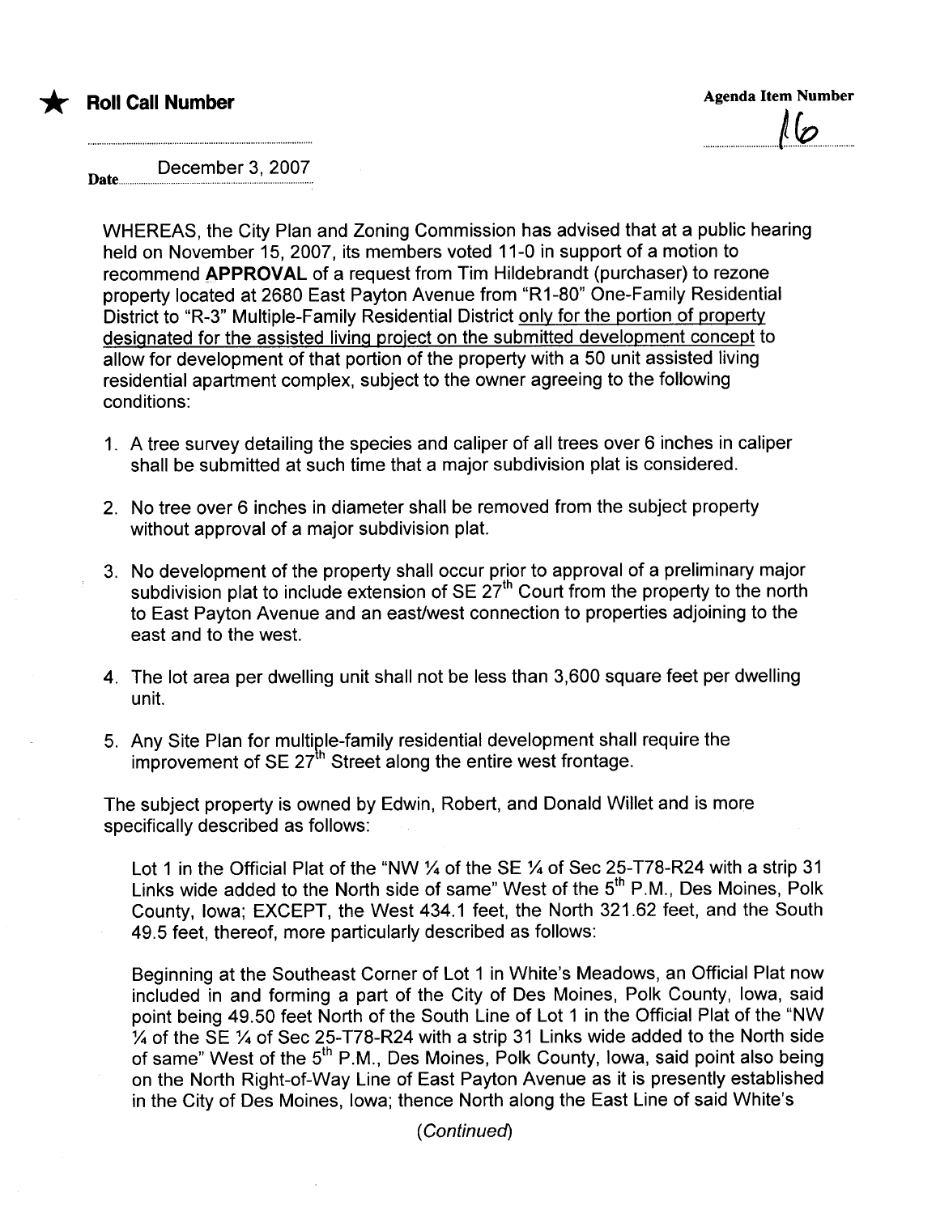★ **Roll Call Number**

Agenda Item Number

16

Date December 3, 2007

WHEREAS, the City Plan and Zoning Commission has advised that at a public hearing held on November 15, 2007, its members voted 11-0 in support of a motion to recommend **APPROVAL** of a request from Tim Hildebrandt (purchaser) to rezone property located at 2680 East Payton Avenue from "R1-80" One-Family Residential District to "R-3" Multiple-Family Residential District only for the portion of property designated for the assisted living project on the submitted development concept to allow for development of that portion of the property with a 50 unit assisted living residential apartment complex, subject to the owner agreeing to the following conditions:

1. A tree survey detailing the species and caliper of all trees over 6 inches in caliper shall be submitted at such time that a major subdivision plat is considered.
2. No tree over 6 inches in diameter shall be removed from the subject property without approval of a major subdivision plat.
3. No development of the property shall occur prior to approval of a preliminary major subdivision plat to include extension of SE 27th Court from the property to the north to East Payton Avenue and an east/west connection to properties adjoining to the east and to the west.
4. The lot area per dwelling unit shall not be less than 3,600 square feet per dwelling unit.
5. Any Site Plan for multiple-family residential development shall require the improvement of SE 27th Street along the entire west frontage.

The subject property is owned by Edwin, Robert, and Donald Willet and is more specifically described as follows:

Lot 1 in the Official Plat of the "NW ¼ of the SE ¼ of Sec 25-T78-R24 with a strip 31 Links wide added to the North side of same" West of the 5th P.M., Des Moines, Polk County, Iowa; EXCEPT, the West 434.1 feet, the North 321.62 feet, and the South 49.5 feet, thereof, more particularly described as follows:

Beginning at the Southeast Corner of Lot 1 in White's Meadows, an Official Plat now included in and forming a part of the City of Des Moines, Polk County, Iowa, said point being 49.50 feet North of the South Line of Lot 1 in the Official Plat of the "NW ¼ of the SE ¼ of Sec 25-T78-R24 with a strip 31 Links wide added to the North side of same" West of the 5th P.M., Des Moines, Polk County, Iowa, said point also being on the North Right-of-Way Line of East Payton Avenue as it is presently established in the City of Des Moines, Iowa; thence North along the East Line of said White's

(Continued)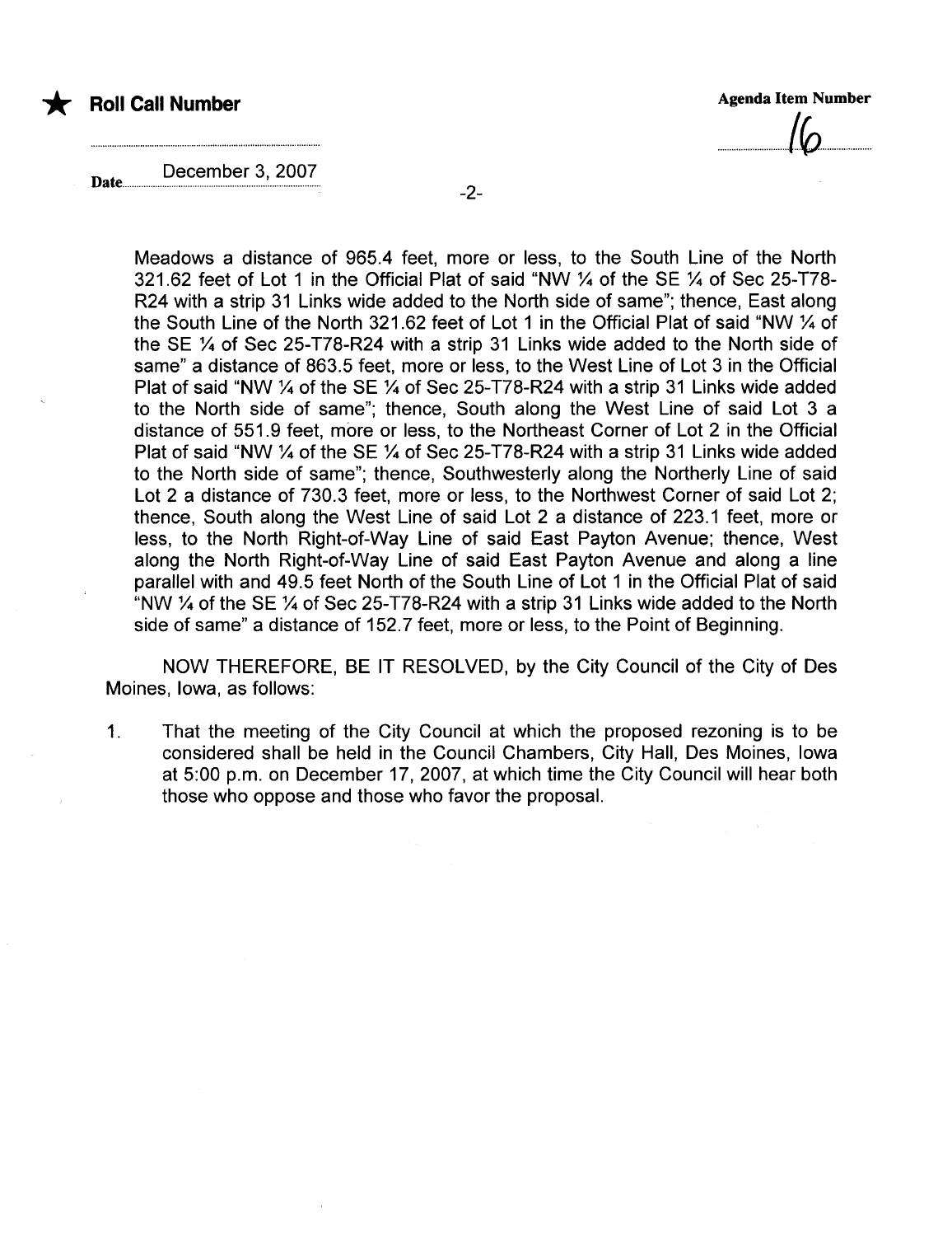★ **Roll Call Number**

**Agenda Item Number**

16

Date December 3, 2007

Meadows a distance of 965.4 feet, more or less, to the South Line of the North 321.62 feet of Lot 1 in the Official Plat of said "NW ¼ of the SE ¼ of Sec 25-T78-R24 with a strip 31 Links wide added to the North side of same"; thence, East along the South Line of the North 321.62 feet of Lot 1 in the Official Plat of said "NW ¼ of the SE ¼ of Sec 25-T78-R24 with a strip 31 Links wide added to the North side of same" a distance of 863.5 feet, more or less, to the West Line of Lot 3 in the Official Plat of said "NW ¼ of the SE ¼ of Sec 25-T78-R24 with a strip 31 Links wide added to the North side of same"; thence, South along the West Line of said Lot 3 a distance of 551.9 feet, more or less, to the Northeast Corner of Lot 2 in the Official Plat of said "NW ¼ of the SE ¼ of Sec 25-T78-R24 with a strip 31 Links wide added to the North side of same"; thence, Southwesterly along the Northerly Line of said Lot 2 a distance of 730.3 feet, more or less, to the Northwest Corner of said Lot 2; thence, South along the West Line of said Lot 2 a distance of 223.1 feet, more or less, to the North Right-of-Way Line of said East Payton Avenue; thence, West along the North Right-of-Way Line of said East Payton Avenue and along a line parallel with and 49.5 feet North of the South Line of Lot 1 in the Official Plat of said "NW ¼ of the SE ¼ of Sec 25-T78-R24 with a strip 31 Links wide added to the North side of same" a distance of 152.7 feet, more or less, to the Point of Beginning.

NOW THEREFORE, BE IT RESOLVED, by the City Council of the City of Des Moines, Iowa, as follows:

1. That the meeting of the City Council at which the proposed rezoning is to be considered shall be held in the Council Chambers, City Hall, Des Moines, Iowa at 5:00 p.m. on December 17, 2007, at which time the City Council will hear both those who oppose and those who favor the proposal.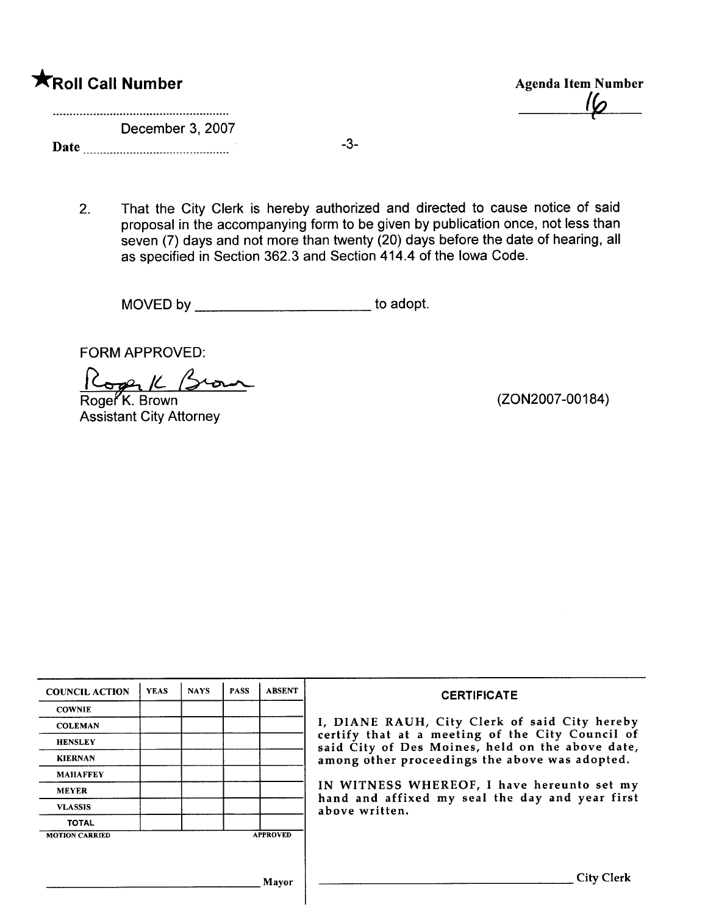★**Roll Call Number**

**Agenda Item Number**

16

........................................................

December 3, 2007

**Date** ..............................................

2. That the City Clerk is hereby authorized and directed to cause notice of said proposal in the accompanying form to be given by publication once, not less than seven (7) days and not more than twenty (20) days before the date of hearing, all as specified in Section 362.3 and Section 414.4 of the Iowa Code.

MOVED by ______________________ to adopt.

FORM APPROVED:

Roger K. Brown
Assistant City Attorney

(ZON2007-00184)

| COUNCIL ACTION | YEAS | NAYS | PASS | ABSENT |
|---|---|---|---|---|
| COWNIE | | | | |
| COLEMAN | | | | |
| HENSLEY | | | | |
| KIERNAN | | | | |
| MAHAFFEY | | | | |
| MEYER | | | | |
| VLASSIS | | | | |
| TOTAL | | | | |
| MOTION CARRIED | | | | APPROVED |

______________________________ Mayor

**CERTIFICATE**

I, DIANE RAUH, City Clerk of said City hereby certify that at a meeting of the City Council of said City of Des Moines, held on the above date, among other proceedings the above was adopted.

IN WITNESS WHEREOF, I have hereunto set my hand and affixed my seal the day and year first above written.

______________________________ City Clerk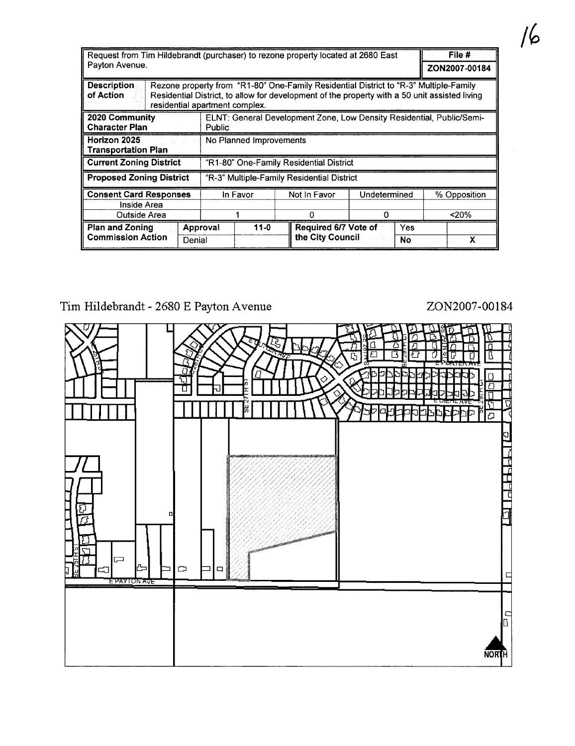| Request from Tim Hildebrandt (purchaser) to rezone property located at 2680 East Payton Avenue. | | | | | | | File # |
|---|---|---|---|---|---|---|---|
| | | | | | | | ZON2007-00184 |
| **Description of Action** | Rezone property from "R1-80" One-Family Residential District to "R-3" Multiple-Family Residential District, to allow for development of the property with a 50 unit assisted living residential apartment complex. | | | | | | |
| **2020 Community Character Plan** | ELNT: General Development Zone, Low Density Residential, Public/Semi-Public | | | | | | |
| **Horizon 2025 Transportation Plan** | No Planned Improvements | | | | | | |
| **Current Zoning District** | "R1-80" One-Family Residential District | | | | | | |
| **Proposed Zoning District** | "R-3" Multiple-Family Residential District | | | | | | |
| **Consent Card Responses** | In Favor | | Not In Favor | Undetermined | | % Opposition | |
| Inside Area | | | | | | | |
| Outside Area | 1 | | 0 | 0 | | <20% | |
| **Plan and Zoning Commission Action** | Approval | 11-0 | **Required 6/7 Vote of the City Council** | Yes | | | |
| | Denial | | | No | | X | |

Tim Hildebrandt - 2680 E Payton Avenue

ZON2007-00184

SE 25TH ST

SE 26TH ST

SE 27TH ST

E PORTER AVE

SE 28TH ST

SE 29TH ST

E PORTER AVE

E DIEHL AVE

SE 29TH ST

SE 25TH ST

E PAYTON AVE

NORTH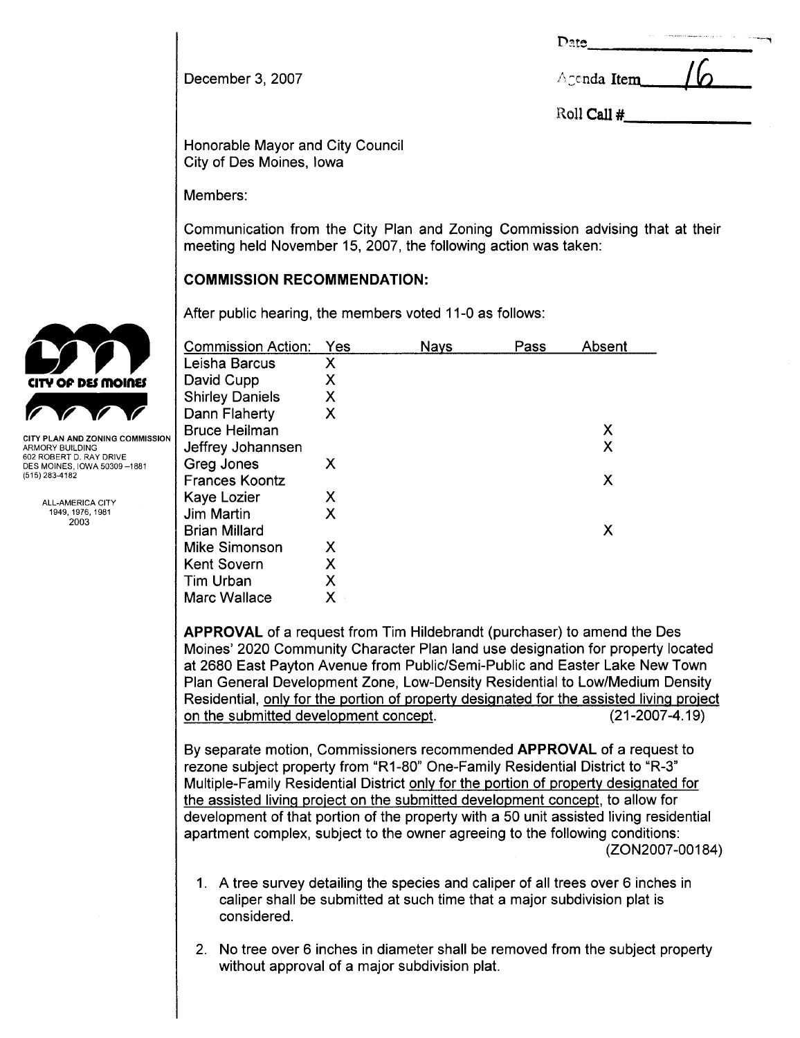December 3, 2007

Date\_\_\_\_\_\_\_\_\_\_\_\_

Agenda Item 16

Roll Call #\_\_\_\_\_\_\_\_\_\_

CITY PLAN AND ZONING COMMISSION
ARMORY BUILDING
602 ROBERT D. RAY DRIVE
DES MOINES, IOWA 50309-1881
(515) 283-4182

ALL-AMERICA CITY
1949, 1976, 1981
2003

Honorable Mayor and City Council
City of Des Moines, Iowa

Members:

Communication from the City Plan and Zoning Commission advising that at their meeting held November 15, 2007, the following action was taken:

## COMMISSION RECOMMENDATION:

After public hearing, the members voted 11-0 as follows:

| Commission Action: | Yes | Nays | Pass | Absent |
|---|---|---|---|---|
| Leisha Barcus | X | | | |
| David Cupp | X | | | |
| Shirley Daniels | X | | | |
| Dann Flaherty | X | | | |
| Bruce Heilman | | | | X |
| Jeffrey Johannsen | | | | X |
| Greg Jones | X | | | |
| Frances Koontz | | | | X |
| Kaye Lozier | X | | | |
| Jim Martin | X | | | |
| Brian Millard | | | | X |
| Mike Simonson | X | | | |
| Kent Sovern | X | | | |
| Tim Urban | X | | | |
| Marc Wallace | X | | | |

**APPROVAL** of a request from Tim Hildebrandt (purchaser) to amend the Des Moines' 2020 Community Character Plan land use designation for property located at 2680 East Payton Avenue from Public/Semi-Public and Easter Lake New Town Plan General Development Zone, Low-Density Residential to Low/Medium Density Residential, only for the portion of property designated for the assisted living project on the submitted development concept. (21-2007-4.19)

By separate motion, Commissioners recommended **APPROVAL** of a request to rezone subject property from "R1-80" One-Family Residential District to "R-3" Multiple-Family Residential District only for the portion of property designated for the assisted living project on the submitted development concept, to allow for development of that portion of the property with a 50 unit assisted living residential apartment complex, subject to the owner agreeing to the following conditions: (ZON2007-00184)

1. A tree survey detailing the species and caliper of all trees over 6 inches in caliper shall be submitted at such time that a major subdivision plat is considered.

2. No tree over 6 inches in diameter shall be removed from the subject property without approval of a major subdivision plat.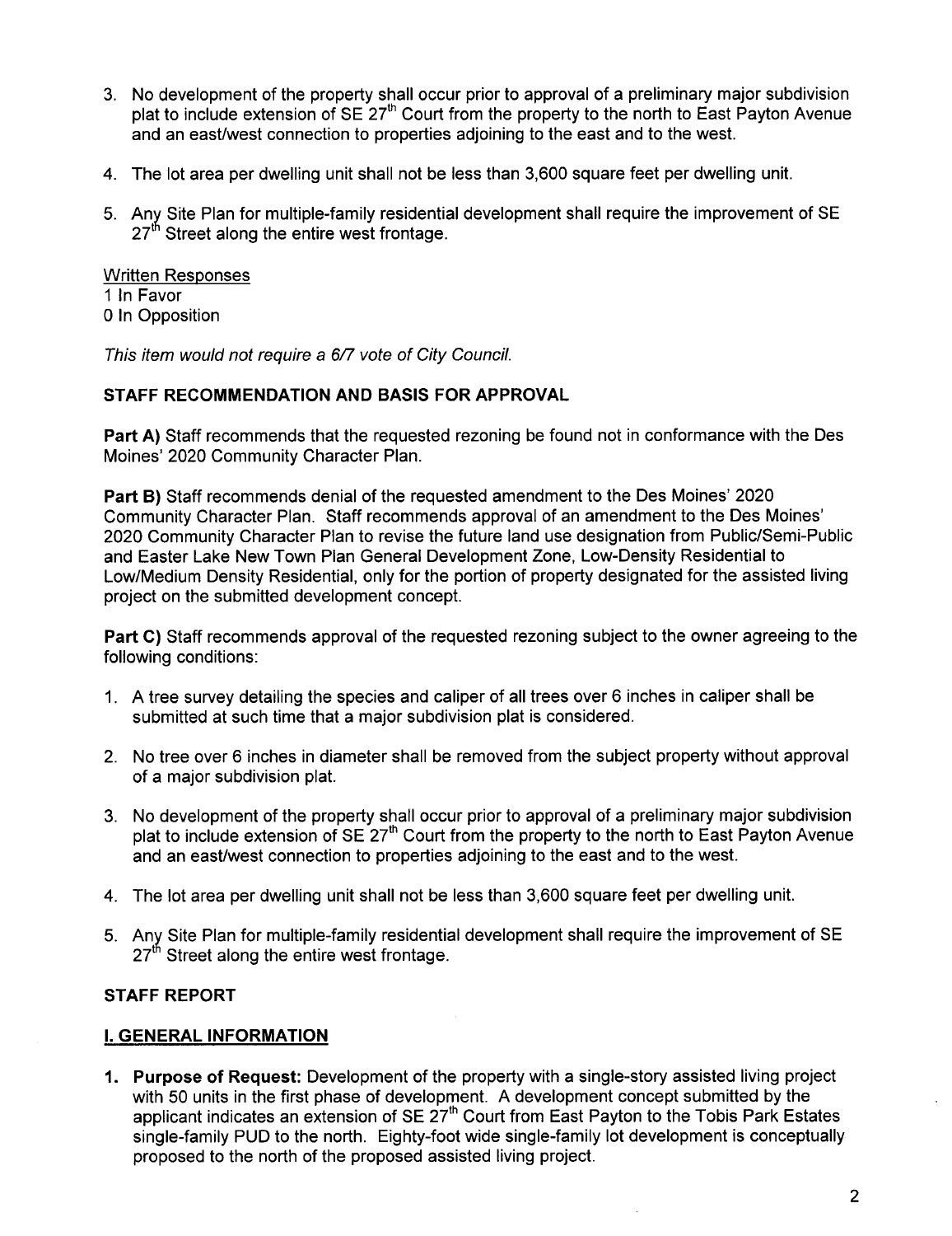3. No development of the property shall occur prior to approval of a preliminary major subdivision plat to include extension of SE 27th Court from the property to the north to East Payton Avenue and an east/west connection to properties adjoining to the east and to the west.

4. The lot area per dwelling unit shall not be less than 3,600 square feet per dwelling unit.

5. Any Site Plan for multiple-family residential development shall require the improvement of SE 27th Street along the entire west frontage.

Written Responses
1 In Favor
0 In Opposition

*This item would not require a 6/7 vote of City Council.*

**STAFF RECOMMENDATION AND BASIS FOR APPROVAL**

**Part A)** Staff recommends that the requested rezoning be found not in conformance with the Des Moines' 2020 Community Character Plan.

**Part B)** Staff recommends denial of the requested amendment to the Des Moines' 2020 Community Character Plan. Staff recommends approval of an amendment to the Des Moines' 2020 Community Character Plan to revise the future land use designation from Public/Semi-Public and Easter Lake New Town Plan General Development Zone, Low-Density Residential to Low/Medium Density Residential, only for the portion of property designated for the assisted living project on the submitted development concept.

**Part C)** Staff recommends approval of the requested rezoning subject to the owner agreeing to the following conditions:

1. A tree survey detailing the species and caliper of all trees over 6 inches in caliper shall be submitted at such time that a major subdivision plat is considered.

2. No tree over 6 inches in diameter shall be removed from the subject property without approval of a major subdivision plat.

3. No development of the property shall occur prior to approval of a preliminary major subdivision plat to include extension of SE 27th Court from the property to the north to East Payton Avenue and an east/west connection to properties adjoining to the east and to the west.

4. The lot area per dwelling unit shall not be less than 3,600 square feet per dwelling unit.

5. Any Site Plan for multiple-family residential development shall require the improvement of SE 27th Street along the entire west frontage.

**STAFF REPORT**

## I. GENERAL INFORMATION

1. **Purpose of Request:** Development of the property with a single-story assisted living project with 50 units in the first phase of development. A development concept submitted by the applicant indicates an extension of SE 27th Court from East Payton to the Tobis Park Estates single-family PUD to the north. Eighty-foot wide single-family lot development is conceptually proposed to the north of the proposed assisted living project.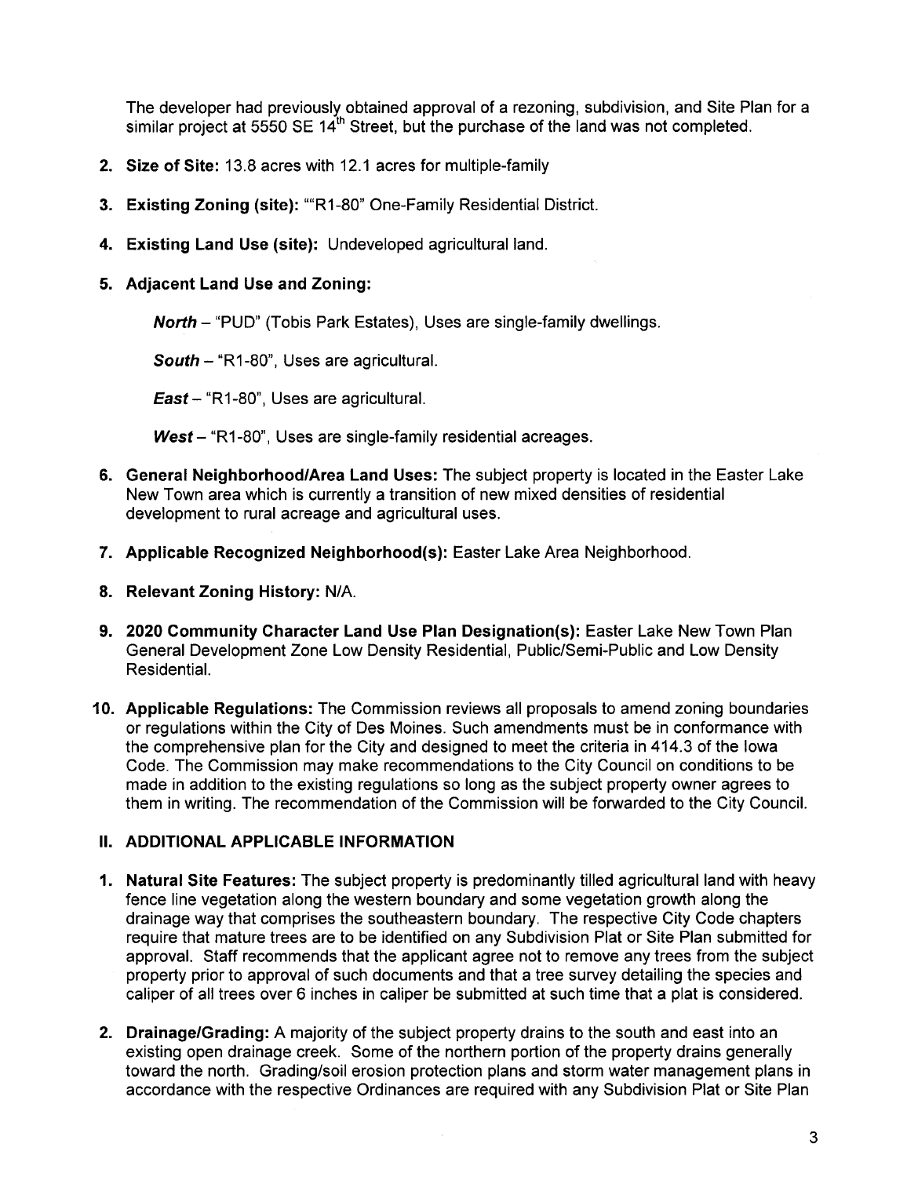The developer had previously obtained approval of a rezoning, subdivision, and Site Plan for a similar project at 5550 SE 14th Street, but the purchase of the land was not completed.

2. **Size of Site:** 13.8 acres with 12.1 acres for multiple-family

3. **Existing Zoning (site):** ""R1-80" One-Family Residential District.

4. **Existing Land Use (site):** Undeveloped agricultural land.

5. **Adjacent Land Use and Zoning:**

   ***North*** – "PUD" (Tobis Park Estates), Uses are single-family dwellings.

   ***South*** – "R1-80", Uses are agricultural.

   ***East*** – "R1-80", Uses are agricultural.

   ***West*** – "R1-80", Uses are single-family residential acreages.

6. **General Neighborhood/Area Land Uses:** The subject property is located in the Easter Lake New Town area which is currently a transition of new mixed densities of residential development to rural acreage and agricultural uses.

7. **Applicable Recognized Neighborhood(s):** Easter Lake Area Neighborhood.

8. **Relevant Zoning History:** N/A.

9. **2020 Community Character Land Use Plan Designation(s):** Easter Lake New Town Plan General Development Zone Low Density Residential, Public/Semi-Public and Low Density Residential.

10. **Applicable Regulations:** The Commission reviews all proposals to amend zoning boundaries or regulations within the City of Des Moines. Such amendments must be in conformance with the comprehensive plan for the City and designed to meet the criteria in 414.3 of the Iowa Code. The Commission may make recommendations to the City Council on conditions to be made in addition to the existing regulations so long as the subject property owner agrees to them in writing. The recommendation of the Commission will be forwarded to the City Council.

## II. ADDITIONAL APPLICABLE INFORMATION

1. **Natural Site Features:** The subject property is predominantly tilled agricultural land with heavy fence line vegetation along the western boundary and some vegetation growth along the drainage way that comprises the southeastern boundary. The respective City Code chapters require that mature trees are to be identified on any Subdivision Plat or Site Plan submitted for approval. Staff recommends that the applicant agree not to remove any trees from the subject property prior to approval of such documents and that a tree survey detailing the species and caliper of all trees over 6 inches in caliper be submitted at such time that a plat is considered.

2. **Drainage/Grading:** A majority of the subject property drains to the south and east into an existing open drainage creek. Some of the northern portion of the property drains generally toward the north. Grading/soil erosion protection plans and storm water management plans in accordance with the respective Ordinances are required with any Subdivision Plat or Site Plan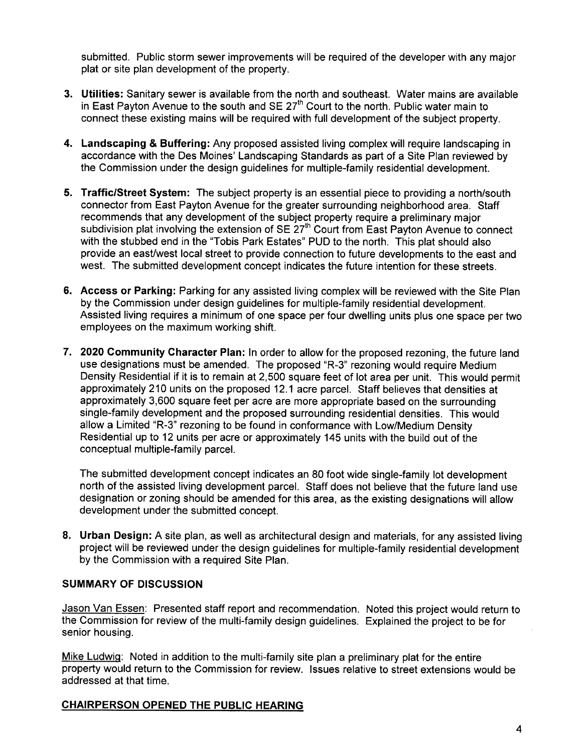submitted. Public storm sewer improvements will be required of the developer with any major plat or site plan development of the property.

3. **Utilities:** Sanitary sewer is available from the north and southeast. Water mains are available in East Payton Avenue to the south and SE 27th Court to the north. Public water main to connect these existing mains will be required with full development of the subject property.

4. **Landscaping & Buffering:** Any proposed assisted living complex will require landscaping in accordance with the Des Moines' Landscaping Standards as part of a Site Plan reviewed by the Commission under the design guidelines for multiple-family residential development.

5. **Traffic/Street System:** The subject property is an essential piece to providing a north/south connector from East Payton Avenue for the greater surrounding neighborhood area. Staff recommends that any development of the subject property require a preliminary major subdivision plat involving the extension of SE 27th Court from East Payton Avenue to connect with the stubbed end in the "Tobis Park Estates" PUD to the north. This plat should also provide an east/west local street to provide connection to future developments to the east and west. The submitted development concept indicates the future intention for these streets.

6. **Access or Parking:** Parking for any assisted living complex will be reviewed with the Site Plan by the Commission under design guidelines for multiple-family residential development. Assisted living requires a minimum of one space per four dwelling units plus one space per two employees on the maximum working shift.

7. **2020 Community Character Plan:** In order to allow for the proposed rezoning, the future land use designations must be amended. The proposed "R-3" rezoning would require Medium Density Residential if it is to remain at 2,500 square feet of lot area per unit. This would permit approximately 210 units on the proposed 12.1 acre parcel. Staff believes that densities at approximately 3,600 square feet per acre are more appropriate based on the surrounding single-family development and the proposed surrounding residential densities. This would allow a Limited "R-3" rezoning to be found in conformance with Low/Medium Density Residential up to 12 units per acre or approximately 145 units with the build out of the conceptual multiple-family parcel.

   The submitted development concept indicates an 80 foot wide single-family lot development north of the assisted living development parcel. Staff does not believe that the future land use designation or zoning should be amended for this area, as the existing designations will allow development under the submitted concept.

8. **Urban Design:** A site plan, as well as architectural design and materials, for any assisted living project will be reviewed under the design guidelines for multiple-family residential development by the Commission with a required Site Plan.

## SUMMARY OF DISCUSSION

Jason Van Essen: Presented staff report and recommendation. Noted this project would return to the Commission for review of the multi-family design guidelines. Explained the project to be for senior housing.

Mike Ludwig: Noted in addition to the multi-family site plan a preliminary plat for the entire property would return to the Commission for review. Issues relative to street extensions would be addressed at that time.

## CHAIRPERSON OPENED THE PUBLIC HEARING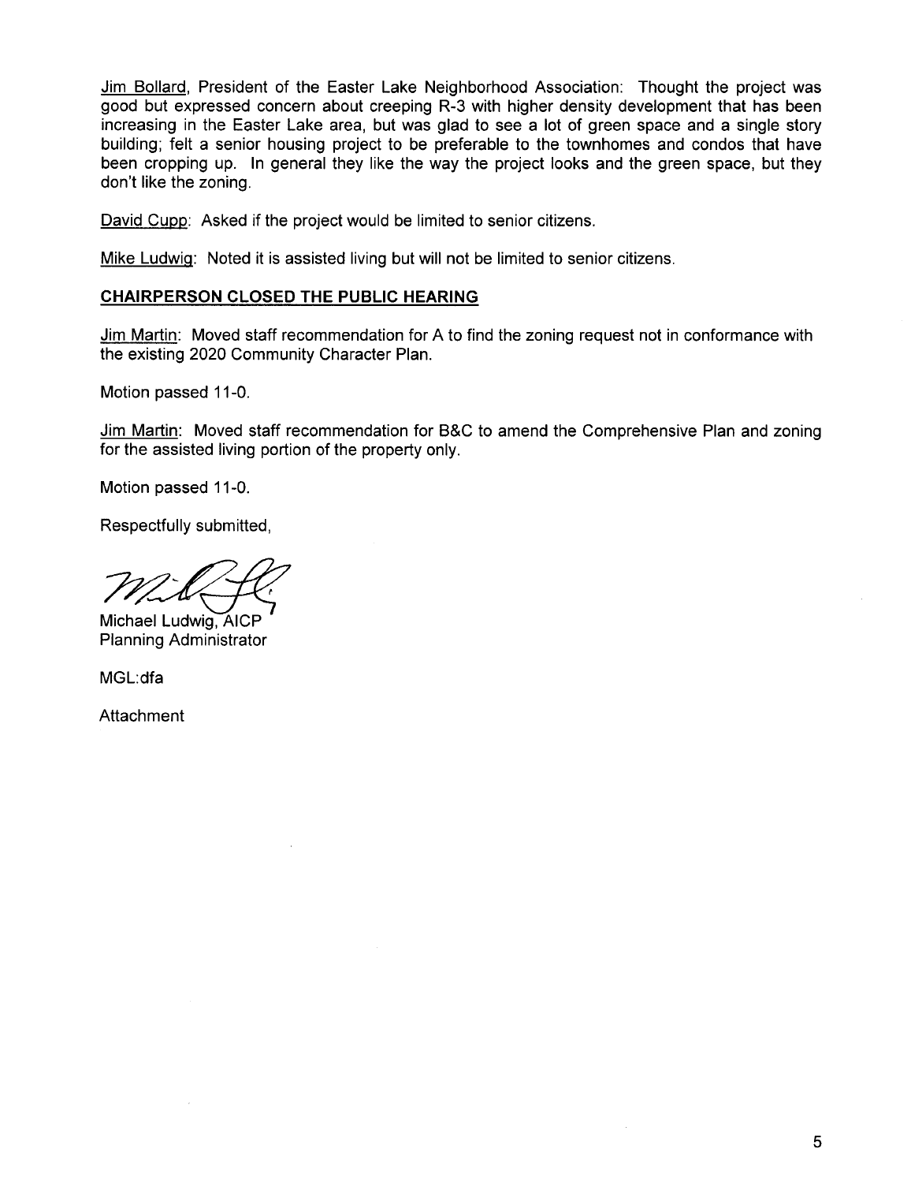Jim Bollard, President of the Easter Lake Neighborhood Association: Thought the project was good but expressed concern about creeping R-3 with higher density development that has been increasing in the Easter Lake area, but was glad to see a lot of green space and a single story building; felt a senior housing project to be preferable to the townhomes and condos that have been cropping up. In general they like the way the project looks and the green space, but they don't like the zoning.

David Cupp: Asked if the project would be limited to senior citizens.

Mike Ludwig: Noted it is assisted living but will not be limited to senior citizens.

**CHAIRPERSON CLOSED THE PUBLIC HEARING**

Jim Martin: Moved staff recommendation for A to find the zoning request not in conformance with the existing 2020 Community Character Plan.

Motion passed 11-0.

Jim Martin: Moved staff recommendation for B&C to amend the Comprehensive Plan and zoning for the assisted living portion of the property only.

Motion passed 11-0.

Respectfully submitted,

Michael Ludwig, AICP
Planning Administrator

MGL:dfa

Attachment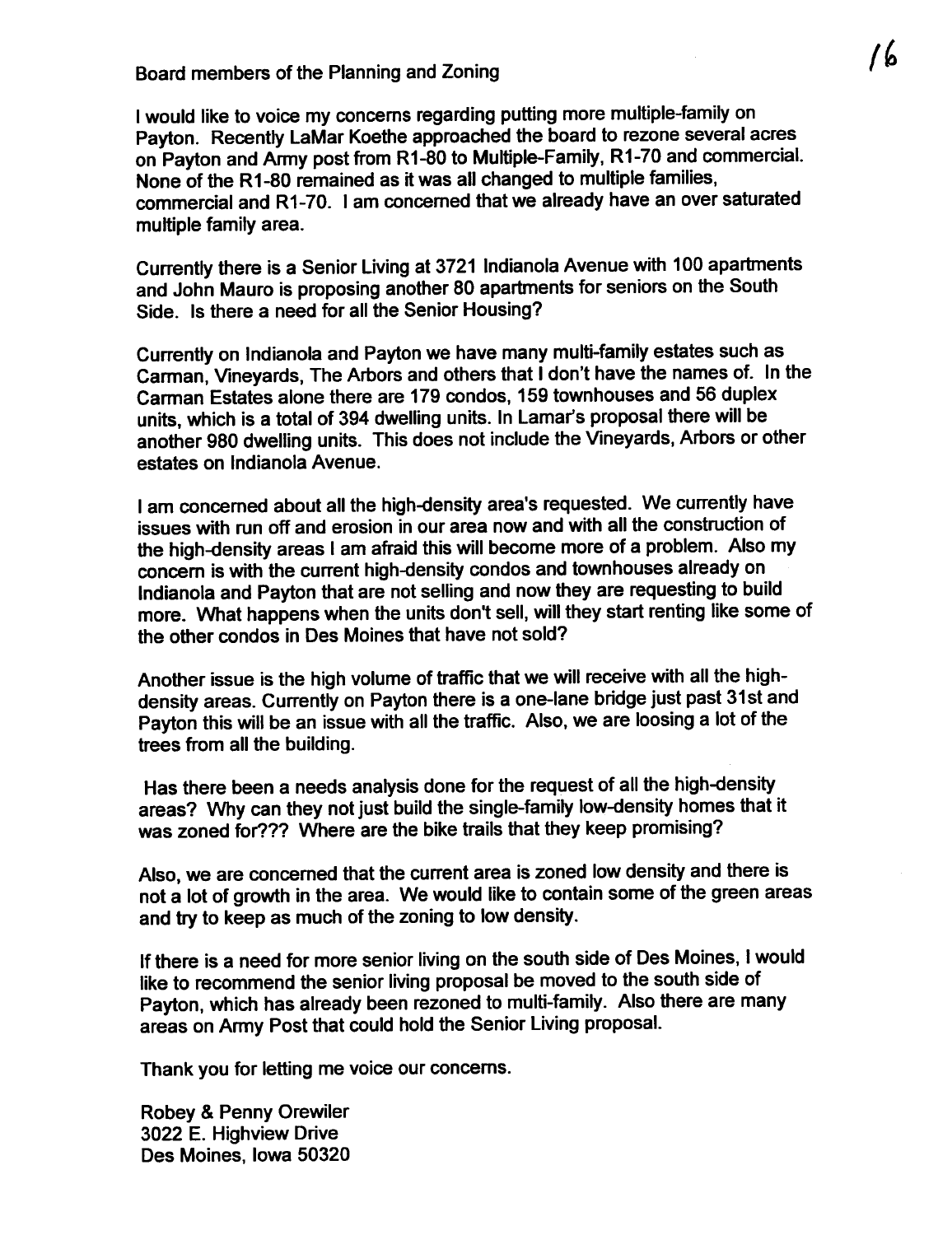Board members of the Planning and Zoning

I would like to voice my concerns regarding putting more multiple-family on Payton. Recently LaMar Koethe approached the board to rezone several acres on Payton and Army post from R1-80 to Multiple-Family, R1-70 and commercial. None of the R1-80 remained as it was all changed to multiple families, commercial and R1-70. I am concerned that we already have an over saturated multiple family area.

Currently there is a Senior Living at 3721 Indianola Avenue with 100 apartments and John Mauro is proposing another 80 apartments for seniors on the South Side. Is there a need for all the Senior Housing?

Currently on Indianola and Payton we have many multi-family estates such as Carman, Vineyards, The Arbors and others that I don't have the names of. In the Carman Estates alone there are 179 condos, 159 townhouses and 56 duplex units, which is a total of 394 dwelling units. In Lamar's proposal there will be another 980 dwelling units. This does not include the Vineyards, Arbors or other estates on Indianola Avenue.

I am concerned about all the high-density area's requested. We currently have issues with run off and erosion in our area now and with all the construction of the high-density areas I am afraid this will become more of a problem. Also my concern is with the current high-density condos and townhouses already on Indianola and Payton that are not selling and now they are requesting to build more. What happens when the units don't sell, will they start renting like some of the other condos in Des Moines that have not sold?

Another issue is the high volume of traffic that we will receive with all the high-density areas. Currently on Payton there is a one-lane bridge just past 31st and Payton this will be an issue with all the traffic. Also, we are loosing a lot of the trees from all the building.

Has there been a needs analysis done for the request of all the high-density areas? Why can they not just build the single-family low-density homes that it was zoned for??? Where are the bike trails that they keep promising?

Also, we are concerned that the current area is zoned low density and there is not a lot of growth in the area. We would like to contain some of the green areas and try to keep as much of the zoning to low density.

If there is a need for more senior living on the south side of Des Moines, I would like to recommend the senior living proposal be moved to the south side of Payton, which has already been rezoned to multi-family. Also there are many areas on Army Post that could hold the Senior Living proposal.

Thank you for letting me voice our concerns.

Robey & Penny Orewiler
3022 E. Highview Drive
Des Moines, Iowa 50320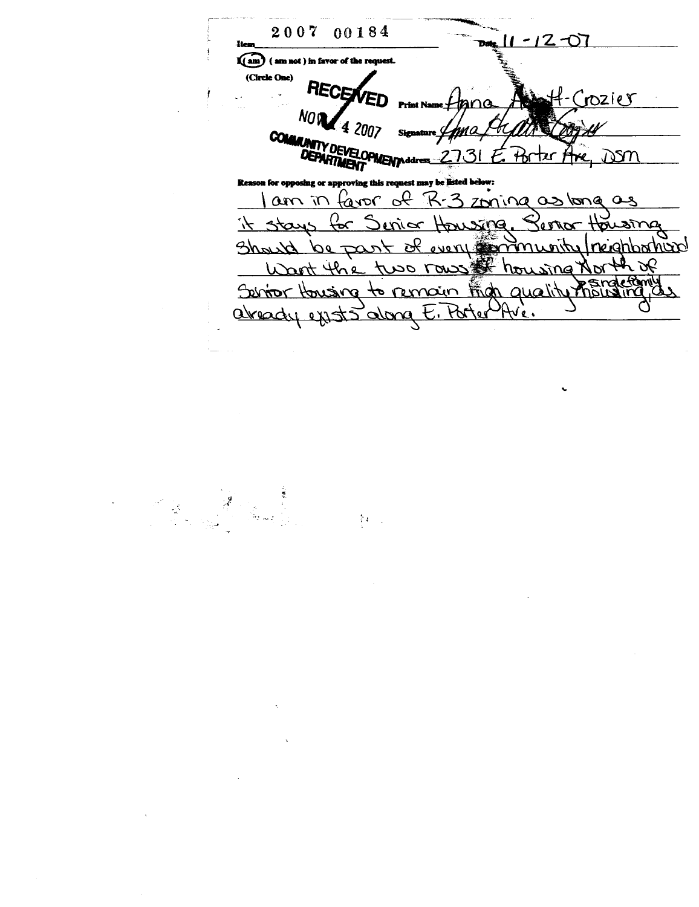Item 2007 00184 Date 11-12-07

I (am) (am not) in favor of the request.

(Circle One)

RECEIVED
NOV 14 2007
COMMUNITY DEVELOPMENT DEPARTMENT

Print Name Anna Hyatt-Crozier

Signature Anna Hyatt Crozier

Address 2731 E. Porter Ave, DSM

**Reason for opposing or approving this request may be listed below:**

I am in favor of R-3 zoning as long as it stays for Senior Housing. Senior Housing should be part of every community/neighborhood. Want the two rows of housing North of Senior Housing to remain high quality single family housing, as already exists along E. Porter Ave.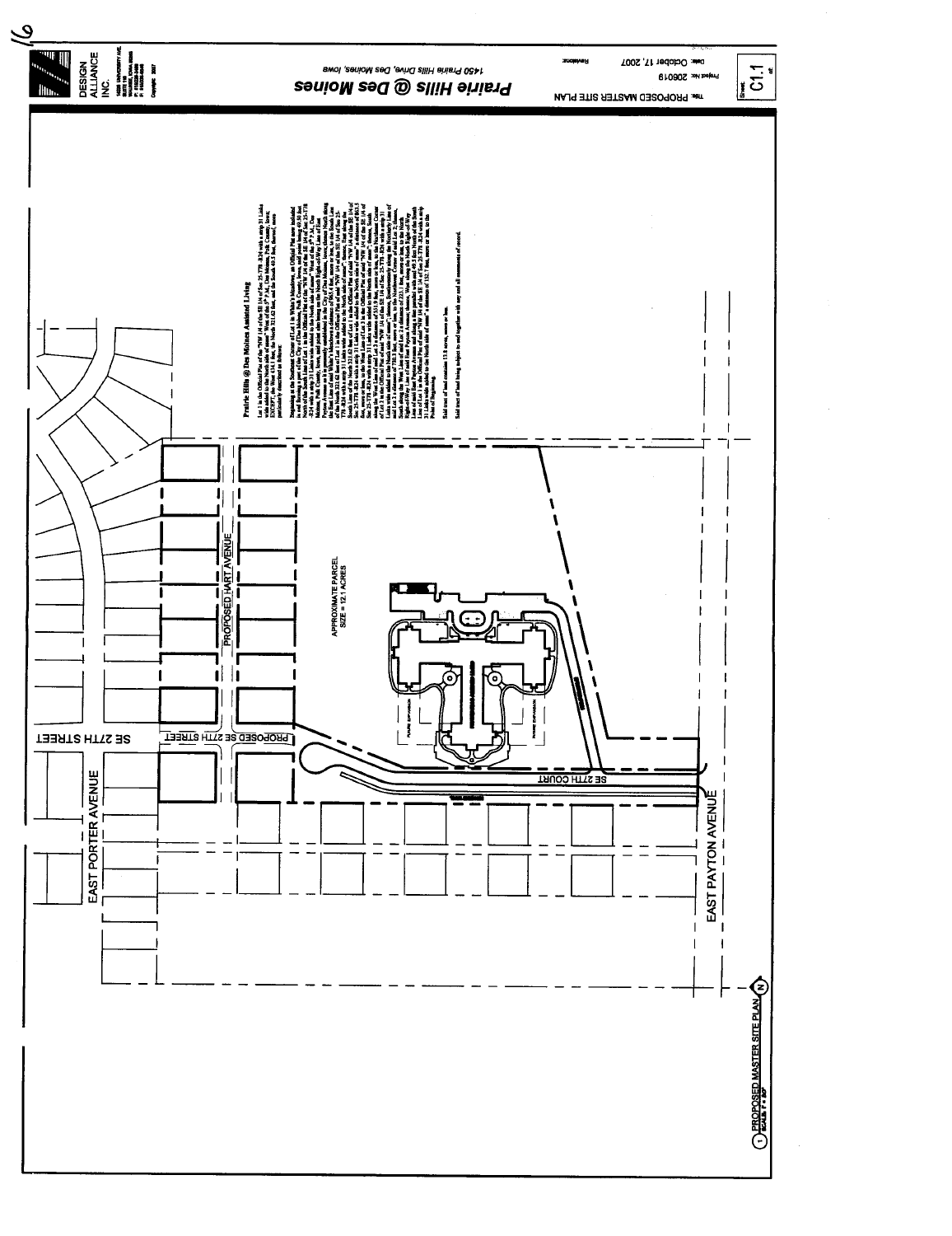DESIGN ALLIANCE INC.

Copyright 2007

# Prairie Hills @ Des Moines

1450 Prairie Hills Drive, Des Moines, Iowa

Date: October 17, 2007

Project No: 206019

Revisions:

Title: PROPOSED MASTER SITE PLAN

Sheet: C1.1

**Prairie Hills @ Des Moines Assisted Living**

Said tract of land contains 11.8 acres, more or less.

Said tract of land being subject to and together with any and all easements of record.

APPROXIMATE PARCEL SIZE = 12.1 ACRES

PROPOSED HART AVENUE

SE 27TH STREET

PROPOSED SE 27TH STREET

SE 27TH COURT

EAST PORTER AVENUE

EAST PAYTON AVENUE

FUTURE EXPANSION

FUTURE EXPANSION

1 PROPOSED MASTER SITE PLAN

SCALE: 1" = 80'